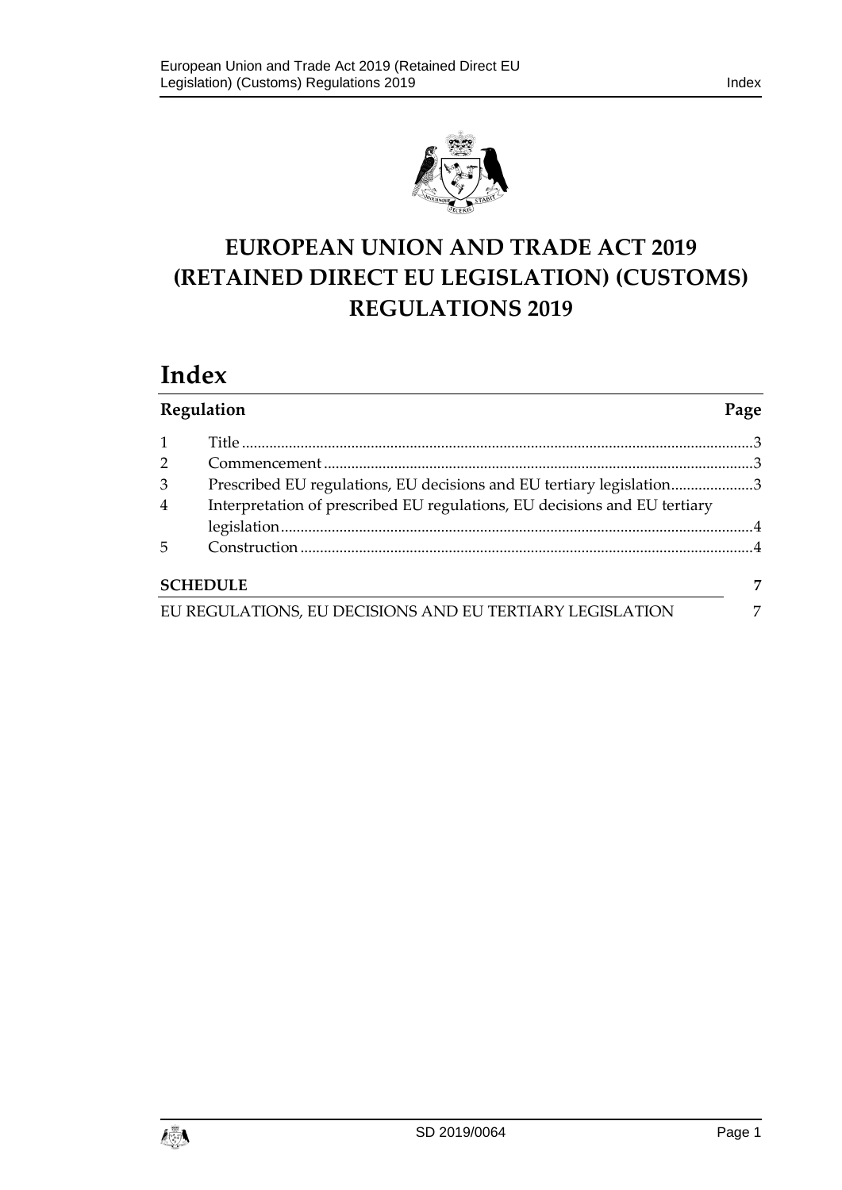# EUROPEAN UNION AND TRADE ACT 2019 (RETAINED DIRECT EU LEGISLATION) (CUSTOMS) REGULATIONS 2019

# Index

| Regulation | | Page |
|---|---|---|
| 1 | Title | 3 |
| 2 | Commencement | 3 |
| 3 | Prescribed EU regulations, EU decisions and EU tertiary legislation | 3 |
| 4 | Interpretation of prescribed EU regulations, EU decisions and EU tertiary legislation | 4 |
| 5 | Construction | 4 |

| | |
|---|---|
| **SCHEDULE** | **7** |
| EU REGULATIONS, EU DECISIONS AND EU TERTIARY LEGISLATION | 7 |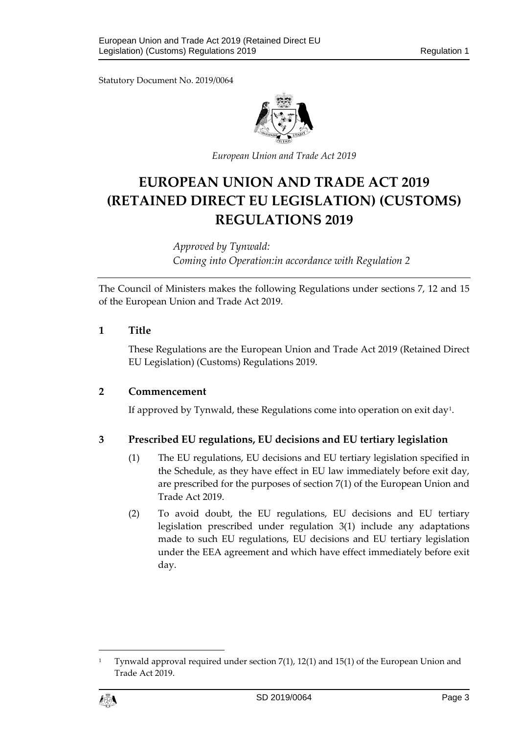Statutory Document No. 2019/0064

*European Union and Trade Act 2019*

# EUROPEAN UNION AND TRADE ACT 2019 (RETAINED DIRECT EU LEGISLATION) (CUSTOMS) REGULATIONS 2019

*Approved by Tynwald:*
*Coming into Operation:in accordance with Regulation 2*

The Council of Ministers makes the following Regulations under sections 7, 12 and 15 of the European Union and Trade Act 2019.

## 1 Title

These Regulations are the European Union and Trade Act 2019 (Retained Direct EU Legislation) (Customs) Regulations 2019.

## 2 Commencement

If approved by Tynwald, these Regulations come into operation on exit day[1].

## 3 Prescribed EU regulations, EU decisions and EU tertiary legislation

(1) The EU regulations, EU decisions and EU tertiary legislation specified in the Schedule, as they have effect in EU law immediately before exit day, are prescribed for the purposes of section 7(1) of the European Union and Trade Act 2019.

(2) To avoid doubt, the EU regulations, EU decisions and EU tertiary legislation prescribed under regulation 3(1) include any adaptations made to such EU regulations, EU decisions and EU tertiary legislation under the EEA agreement and which have effect immediately before exit day.

[1] Tynwald approval required under section 7(1), 12(1) and 15(1) of the European Union and Trade Act 2019.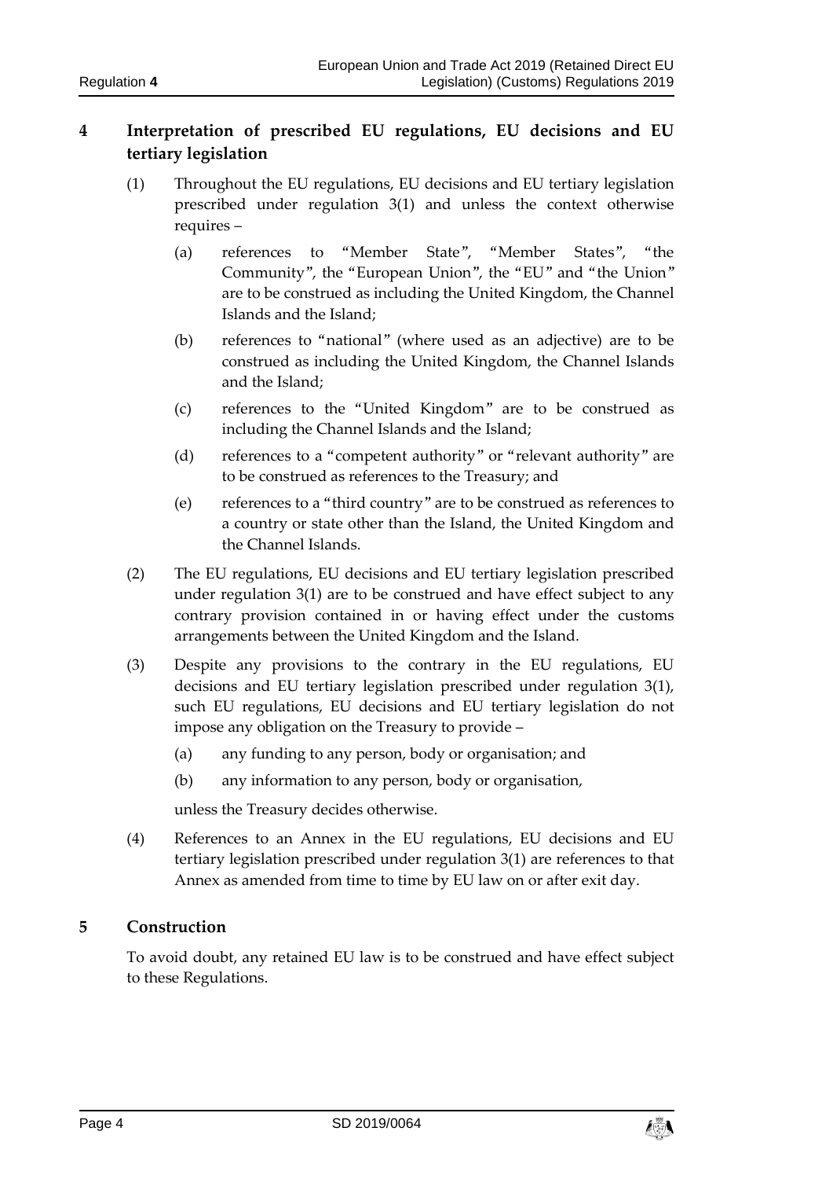## 4 Interpretation of prescribed EU regulations, EU decisions and EU tertiary legislation

(1) Throughout the EU regulations, EU decisions and EU tertiary legislation prescribed under regulation 3(1) and unless the context otherwise requires –

(a) references to "Member State", "Member States", "the Community", the "European Union", the "EU" and "the Union" are to be construed as including the United Kingdom, the Channel Islands and the Island;

(b) references to "national" (where used as an adjective) are to be construed as including the United Kingdom, the Channel Islands and the Island;

(c) references to the "United Kingdom" are to be construed as including the Channel Islands and the Island;

(d) references to a "competent authority" or "relevant authority" are to be construed as references to the Treasury; and

(e) references to a "third country" are to be construed as references to a country or state other than the Island, the United Kingdom and the Channel Islands.

(2) The EU regulations, EU decisions and EU tertiary legislation prescribed under regulation 3(1) are to be construed and have effect subject to any contrary provision contained in or having effect under the customs arrangements between the United Kingdom and the Island.

(3) Despite any provisions to the contrary in the EU regulations, EU decisions and EU tertiary legislation prescribed under regulation 3(1), such EU regulations, EU decisions and EU tertiary legislation do not impose any obligation on the Treasury to provide –

(a) any funding to any person, body or organisation; and

(b) any information to any person, body or organisation,

unless the Treasury decides otherwise.

(4) References to an Annex in the EU regulations, EU decisions and EU tertiary legislation prescribed under regulation 3(1) are references to that Annex as amended from time to time by EU law on or after exit day.

## 5 Construction

To avoid doubt, any retained EU law is to be construed and have effect subject to these Regulations.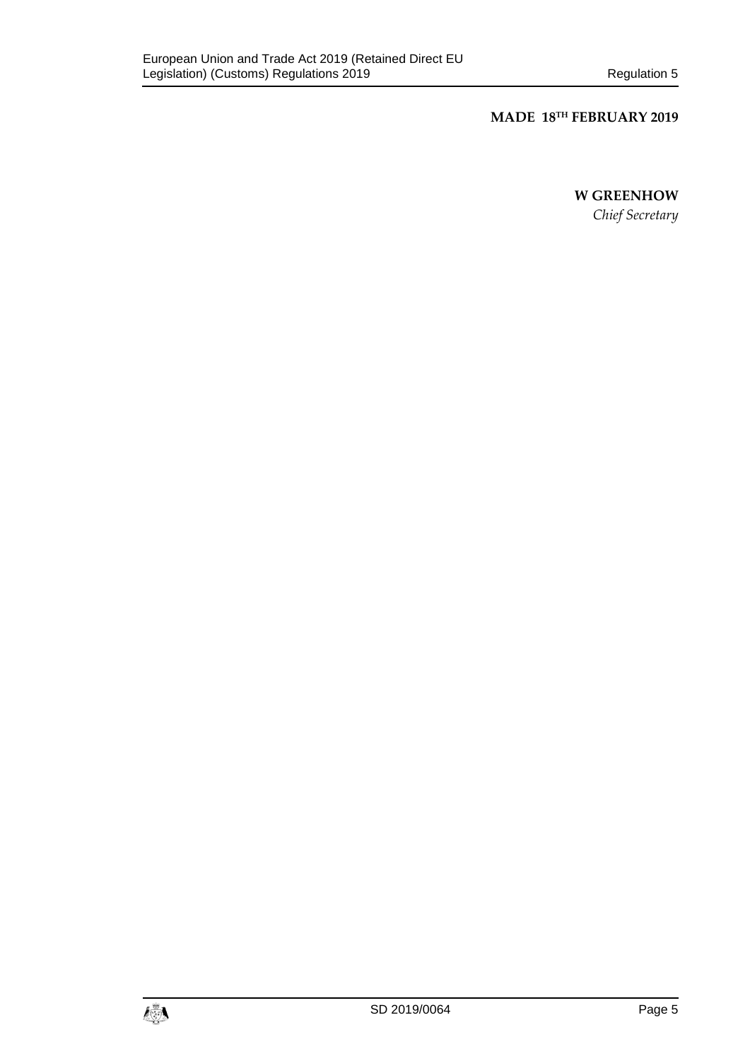**MADE 18TH FEBRUARY 2019**

**W GREENHOW**

*Chief Secretary*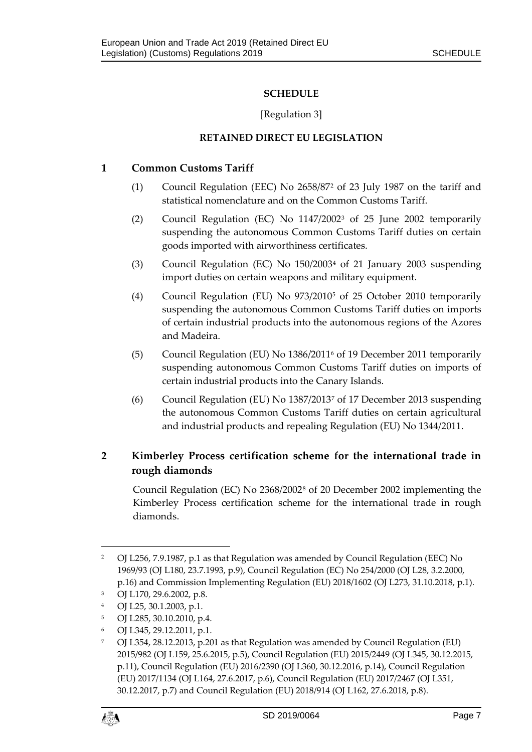## SCHEDULE

[Regulation 3]

## RETAINED DIRECT EU LEGISLATION

### 1 Common Customs Tariff

(1) Council Regulation (EEC) No 2658/87[2] of 23 July 1987 on the tariff and statistical nomenclature and on the Common Customs Tariff.

(2) Council Regulation (EC) No 1147/2002[3] of 25 June 2002 temporarily suspending the autonomous Common Customs Tariff duties on certain goods imported with airworthiness certificates.

(3) Council Regulation (EC) No 150/2003[4] of 21 January 2003 suspending import duties on certain weapons and military equipment.

(4) Council Regulation (EU) No 973/2010[5] of 25 October 2010 temporarily suspending the autonomous Common Customs Tariff duties on imports of certain industrial products into the autonomous regions of the Azores and Madeira.

(5) Council Regulation (EU) No 1386/2011[6] of 19 December 2011 temporarily suspending autonomous Common Customs Tariff duties on imports of certain industrial products into the Canary Islands.

(6) Council Regulation (EU) No 1387/2013[7] of 17 December 2013 suspending the autonomous Common Customs Tariff duties on certain agricultural and industrial products and repealing Regulation (EU) No 1344/2011.

### 2 Kimberley Process certification scheme for the international trade in rough diamonds

Council Regulation (EC) No 2368/2002[8] of 20 December 2002 implementing the Kimberley Process certification scheme for the international trade in rough diamonds.

---

[2] OJ L256, 7.9.1987, p.1 as that Regulation was amended by Council Regulation (EEC) No 1969/93 (OJ L180, 23.7.1993, p.9), Council Regulation (EC) No 254/2000 (OJ L28, 3.2.2000, p.16) and Commission Implementing Regulation (EU) 2018/1602 (OJ L273, 31.10.2018, p.1).

[3] OJ L170, 29.6.2002, p.8.

[4] OJ L25, 30.1.2003, p.1.

[5] OJ L285, 30.10.2010, p.4.

[6] OJ L345, 29.12.2011, p.1.

[7] OJ L354, 28.12.2013, p.201 as that Regulation was amended by Council Regulation (EU) 2015/982 (OJ L159, 25.6.2015, p.5), Council Regulation (EU) 2015/2449 (OJ L345, 30.12.2015, p.11), Council Regulation (EU) 2016/2390 (OJ L360, 30.12.2016, p.14), Council Regulation (EU) 2017/1134 (OJ L164, 27.6.2017, p.6), Council Regulation (EU) 2017/2467 (OJ L351, 30.12.2017, p.7) and Council Regulation (EU) 2018/914 (OJ L162, 27.6.2018, p.8).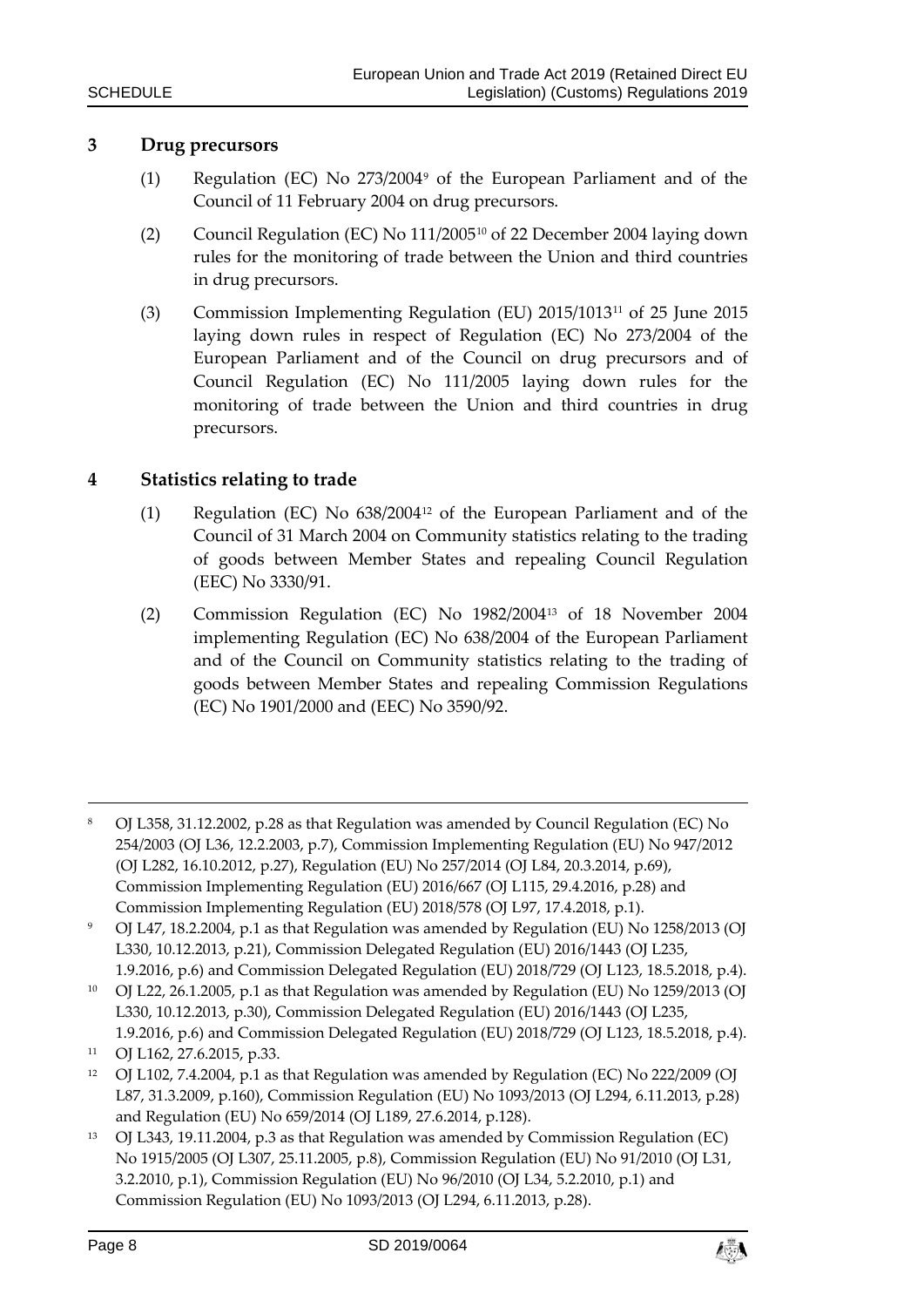## 3 Drug precursors

(1) Regulation (EC) No 273/2004[9] of the European Parliament and of the Council of 11 February 2004 on drug precursors.

(2) Council Regulation (EC) No 111/2005[10] of 22 December 2004 laying down rules for the monitoring of trade between the Union and third countries in drug precursors.

(3) Commission Implementing Regulation (EU) 2015/1013[11] of 25 June 2015 laying down rules in respect of Regulation (EC) No 273/2004 of the European Parliament and of the Council on drug precursors and of Council Regulation (EC) No 111/2005 laying down rules for the monitoring of trade between the Union and third countries in drug precursors.

## 4 Statistics relating to trade

(1) Regulation (EC) No 638/2004[12] of the European Parliament and of the Council of 31 March 2004 on Community statistics relating to the trading of goods between Member States and repealing Council Regulation (EEC) No 3330/91.

(2) Commission Regulation (EC) No 1982/2004[13] of 18 November 2004 implementing Regulation (EC) No 638/2004 of the European Parliament and of the Council on Community statistics relating to the trading of goods between Member States and repealing Commission Regulations (EC) No 1901/2000 and (EEC) No 3590/92.

---

[8] OJ L358, 31.12.2002, p.28 as that Regulation was amended by Council Regulation (EC) No 254/2003 (OJ L36, 12.2.2003, p.7), Commission Implementing Regulation (EU) No 947/2012 (OJ L282, 16.10.2012, p.27), Regulation (EU) No 257/2014 (OJ L84, 20.3.2014, p.69), Commission Implementing Regulation (EU) 2016/667 (OJ L115, 29.4.2016, p.28) and Commission Implementing Regulation (EU) 2018/578 (OJ L97, 17.4.2018, p.1).

[9] OJ L47, 18.2.2004, p.1 as that Regulation was amended by Regulation (EU) No 1258/2013 (OJ L330, 10.12.2013, p.21), Commission Delegated Regulation (EU) 2016/1443 (OJ L235, 1.9.2016, p.6) and Commission Delegated Regulation (EU) 2018/729 (OJ L123, 18.5.2018, p.4).

[10] OJ L22, 26.1.2005, p.1 as that Regulation was amended by Regulation (EU) No 1259/2013 (OJ L330, 10.12.2013, p.30), Commission Delegated Regulation (EU) 2016/1443 (OJ L235, 1.9.2016, p.6) and Commission Delegated Regulation (EU) 2018/729 (OJ L123, 18.5.2018, p.4).

[11] OJ L162, 27.6.2015, p.33.

[12] OJ L102, 7.4.2004, p.1 as that Regulation was amended by Regulation (EC) No 222/2009 (OJ L87, 31.3.2009, p.160), Commission Regulation (EU) No 1093/2013 (OJ L294, 6.11.2013, p.28) and Regulation (EU) No 659/2014 (OJ L189, 27.6.2014, p.128).

[13] OJ L343, 19.11.2004, p.3 as that Regulation was amended by Commission Regulation (EC) No 1915/2005 (OJ L307, 25.11.2005, p.8), Commission Regulation (EU) No 91/2010 (OJ L31, 3.2.2010, p.1), Commission Regulation (EU) No 96/2010 (OJ L34, 5.2.2010, p.1) and Commission Regulation (EU) No 1093/2013 (OJ L294, 6.11.2013, p.28).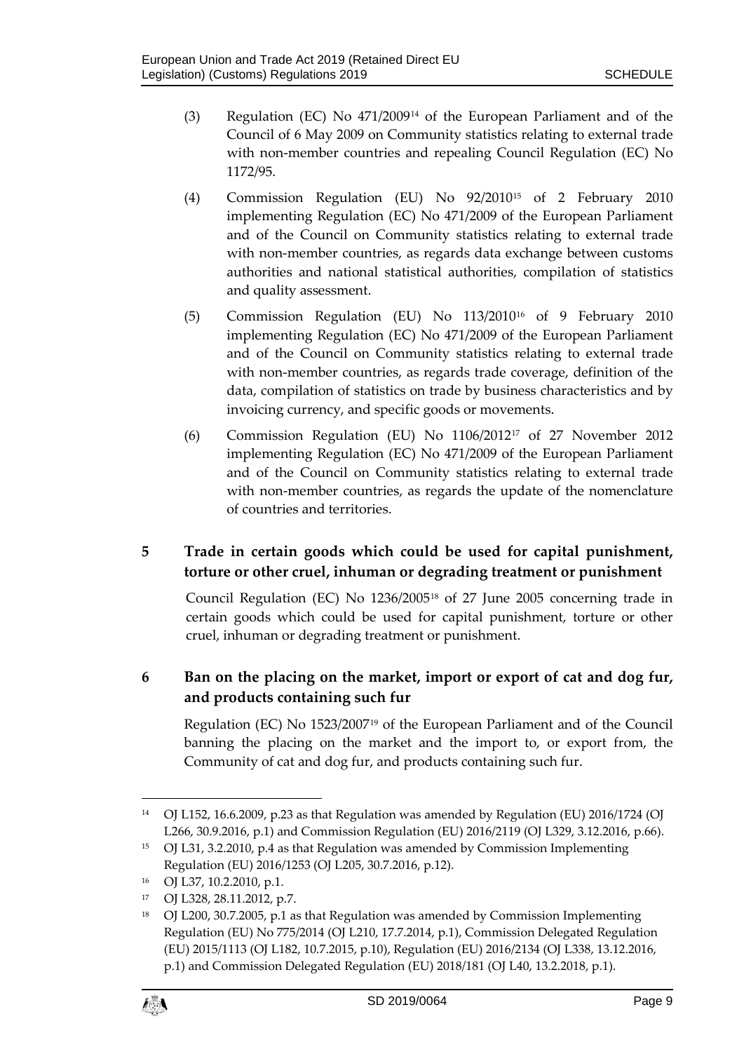(3) Regulation (EC) No 471/2009[14] of the European Parliament and of the Council of 6 May 2009 on Community statistics relating to external trade with non-member countries and repealing Council Regulation (EC) No 1172/95.

(4) Commission Regulation (EU) No 92/2010[15] of 2 February 2010 implementing Regulation (EC) No 471/2009 of the European Parliament and of the Council on Community statistics relating to external trade with non-member countries, as regards data exchange between customs authorities and national statistical authorities, compilation of statistics and quality assessment.

(5) Commission Regulation (EU) No 113/2010[16] of 9 February 2010 implementing Regulation (EC) No 471/2009 of the European Parliament and of the Council on Community statistics relating to external trade with non-member countries, as regards trade coverage, definition of the data, compilation of statistics on trade by business characteristics and by invoicing currency, and specific goods or movements.

(6) Commission Regulation (EU) No 1106/2012[17] of 27 November 2012 implementing Regulation (EC) No 471/2009 of the European Parliament and of the Council on Community statistics relating to external trade with non-member countries, as regards the update of the nomenclature of countries and territories.

## 5 Trade in certain goods which could be used for capital punishment, torture or other cruel, inhuman or degrading treatment or punishment

Council Regulation (EC) No 1236/2005[18] of 27 June 2005 concerning trade in certain goods which could be used for capital punishment, torture or other cruel, inhuman or degrading treatment or punishment.

## 6 Ban on the placing on the market, import or export of cat and dog fur, and products containing such fur

Regulation (EC) No 1523/2007[19] of the European Parliament and of the Council banning the placing on the market and the import to, or export from, the Community of cat and dog fur, and products containing such fur.

---

[14] OJ L152, 16.6.2009, p.23 as that Regulation was amended by Regulation (EU) 2016/1724 (OJ L266, 30.9.2016, p.1) and Commission Regulation (EU) 2016/2119 (OJ L329, 3.12.2016, p.66).

[15] OJ L31, 3.2.2010, p.4 as that Regulation was amended by Commission Implementing Regulation (EU) 2016/1253 (OJ L205, 30.7.2016, p.12).

[16] OJ L37, 10.2.2010, p.1.

[17] OJ L328, 28.11.2012, p.7.

[18] OJ L200, 30.7.2005, p.1 as that Regulation was amended by Commission Implementing Regulation (EU) No 775/2014 (OJ L210, 17.7.2014, p.1), Commission Delegated Regulation (EU) 2015/1113 (OJ L182, 10.7.2015, p.10), Regulation (EU) 2016/2134 (OJ L338, 13.12.2016, p.1) and Commission Delegated Regulation (EU) 2018/181 (OJ L40, 13.2.2018, p.1).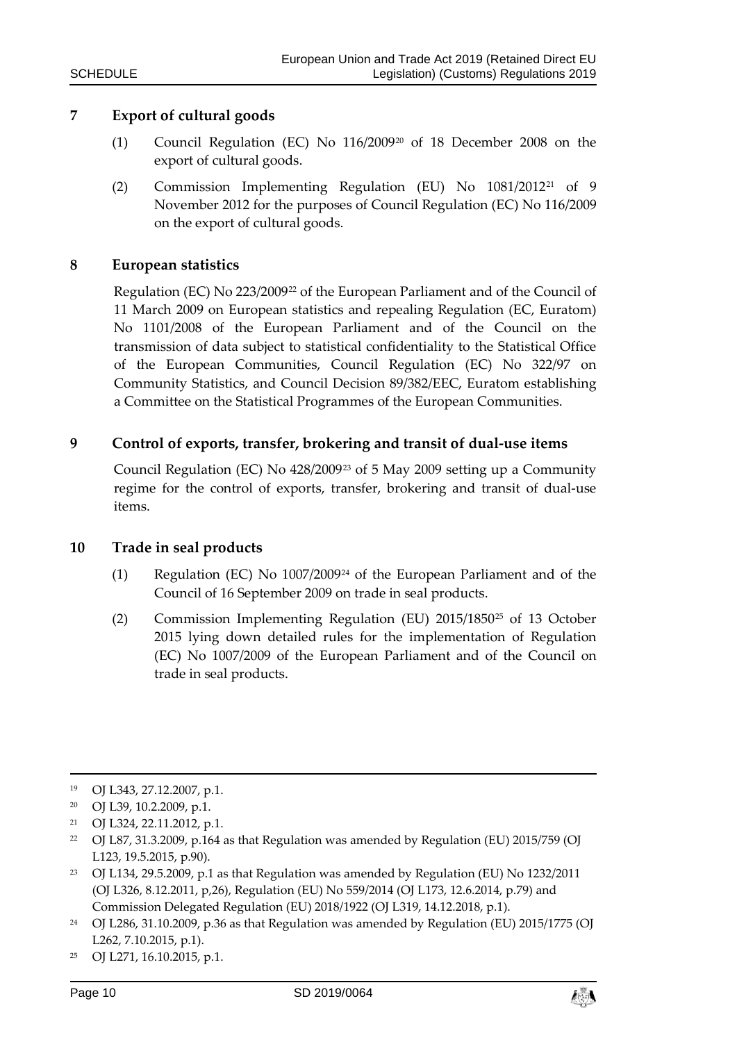## 7 Export of cultural goods

(1) Council Regulation (EC) No 116/2009[20] of 18 December 2008 on the export of cultural goods.

(2) Commission Implementing Regulation (EU) No 1081/2012[21] of 9 November 2012 for the purposes of Council Regulation (EC) No 116/2009 on the export of cultural goods.

## 8 European statistics

Regulation (EC) No 223/2009[22] of the European Parliament and of the Council of 11 March 2009 on European statistics and repealing Regulation (EC, Euratom) No 1101/2008 of the European Parliament and of the Council on the transmission of data subject to statistical confidentiality to the Statistical Office of the European Communities, Council Regulation (EC) No 322/97 on Community Statistics, and Council Decision 89/382/EEC, Euratom establishing a Committee on the Statistical Programmes of the European Communities.

## 9 Control of exports, transfer, brokering and transit of dual-use items

Council Regulation (EC) No 428/2009[23] of 5 May 2009 setting up a Community regime for the control of exports, transfer, brokering and transit of dual-use items.

## 10 Trade in seal products

(1) Regulation (EC) No 1007/2009[24] of the European Parliament and of the Council of 16 September 2009 on trade in seal products.

(2) Commission Implementing Regulation (EU) 2015/1850[25] of 13 October 2015 lying down detailed rules for the implementation of Regulation (EC) No 1007/2009 of the European Parliament and of the Council on trade in seal products.

---

[19] OJ L343, 27.12.2007, p.1.

[20] OJ L39, 10.2.2009, p.1.

[21] OJ L324, 22.11.2012, p.1.

[22] OJ L87, 31.3.2009, p.164 as that Regulation was amended by Regulation (EU) 2015/759 (OJ L123, 19.5.2015, p.90).

[23] OJ L134, 29.5.2009, p.1 as that Regulation was amended by Regulation (EU) No 1232/2011 (OJ L326, 8.12.2011, p,26), Regulation (EU) No 559/2014 (OJ L173, 12.6.2014, p.79) and Commission Delegated Regulation (EU) 2018/1922 (OJ L319, 14.12.2018, p.1).

[24] OJ L286, 31.10.2009, p.36 as that Regulation was amended by Regulation (EU) 2015/1775 (OJ L262, 7.10.2015, p.1).

[25] OJ L271, 16.10.2015, p.1.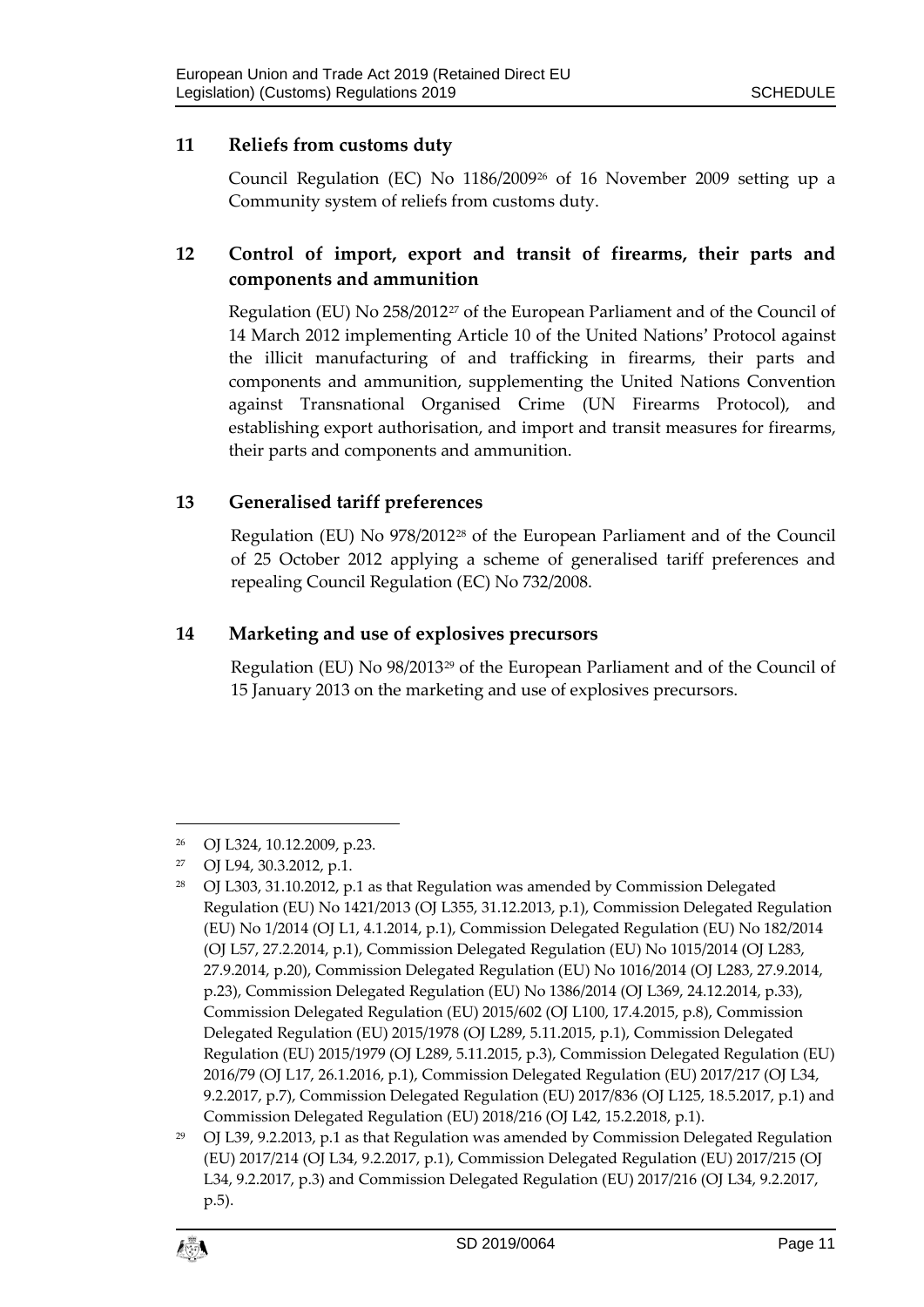## 11 Reliefs from customs duty

Council Regulation (EC) No 1186/2009[26] of 16 November 2009 setting up a Community system of reliefs from customs duty.

## 12 Control of import, export and transit of firearms, their parts and components and ammunition

Regulation (EU) No 258/2012[27] of the European Parliament and of the Council of 14 March 2012 implementing Article 10 of the United Nations' Protocol against the illicit manufacturing of and trafficking in firearms, their parts and components and ammunition, supplementing the United Nations Convention against Transnational Organised Crime (UN Firearms Protocol), and establishing export authorisation, and import and transit measures for firearms, their parts and components and ammunition.

## 13 Generalised tariff preferences

Regulation (EU) No 978/2012[28] of the European Parliament and of the Council of 25 October 2012 applying a scheme of generalised tariff preferences and repealing Council Regulation (EC) No 732/2008.

## 14 Marketing and use of explosives precursors

Regulation (EU) No 98/2013[29] of the European Parliament and of the Council of 15 January 2013 on the marketing and use of explosives precursors.

---

[26] OJ L324, 10.12.2009, p.23.

[27] OJ L94, 30.3.2012, p.1.

[28] OJ L303, 31.10.2012, p.1 as that Regulation was amended by Commission Delegated Regulation (EU) No 1421/2013 (OJ L355, 31.12.2013, p.1), Commission Delegated Regulation (EU) No 1/2014 (OJ L1, 4.1.2014, p.1), Commission Delegated Regulation (EU) No 182/2014 (OJ L57, 27.2.2014, p.1), Commission Delegated Regulation (EU) No 1015/2014 (OJ L283, 27.9.2014, p.20), Commission Delegated Regulation (EU) No 1016/2014 (OJ L283, 27.9.2014, p.23), Commission Delegated Regulation (EU) No 1386/2014 (OJ L369, 24.12.2014, p.33), Commission Delegated Regulation (EU) 2015/602 (OJ L100, 17.4.2015, p.8), Commission Delegated Regulation (EU) 2015/1978 (OJ L289, 5.11.2015, p.1), Commission Delegated Regulation (EU) 2015/1979 (OJ L289, 5.11.2015, p.3), Commission Delegated Regulation (EU) 2016/79 (OJ L17, 26.1.2016, p.1), Commission Delegated Regulation (EU) 2017/217 (OJ L34, 9.2.2017, p.7), Commission Delegated Regulation (EU) 2017/836 (OJ L125, 18.5.2017, p.1) and Commission Delegated Regulation (EU) 2018/216 (OJ L42, 15.2.2018, p.1).

[29] OJ L39, 9.2.2013, p.1 as that Regulation was amended by Commission Delegated Regulation (EU) 2017/214 (OJ L34, 9.2.2017, p.1), Commission Delegated Regulation (EU) 2017/215 (OJ L34, 9.2.2017, p.3) and Commission Delegated Regulation (EU) 2017/216 (OJ L34, 9.2.2017, p.5).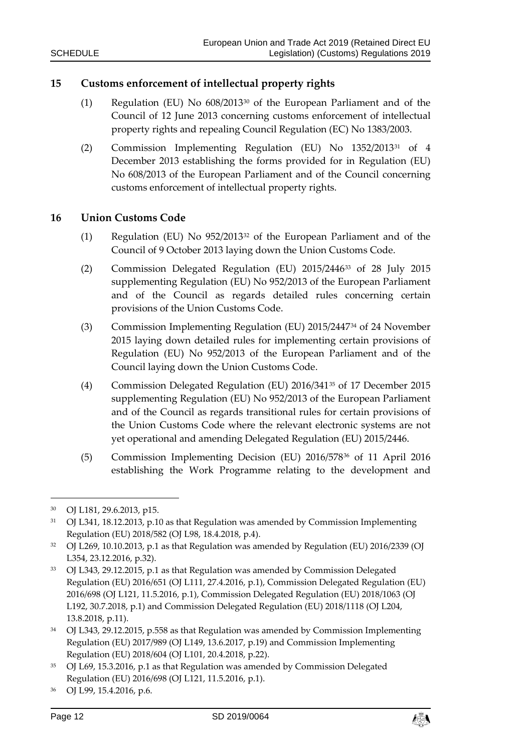## 15 Customs enforcement of intellectual property rights

(1) Regulation (EU) No 608/2013[30] of the European Parliament and of the Council of 12 June 2013 concerning customs enforcement of intellectual property rights and repealing Council Regulation (EC) No 1383/2003.

(2) Commission Implementing Regulation (EU) No 1352/2013[31] of 4 December 2013 establishing the forms provided for in Regulation (EU) No 608/2013 of the European Parliament and of the Council concerning customs enforcement of intellectual property rights.

## 16 Union Customs Code

(1) Regulation (EU) No 952/2013[32] of the European Parliament and of the Council of 9 October 2013 laying down the Union Customs Code.

(2) Commission Delegated Regulation (EU) 2015/2446[33] of 28 July 2015 supplementing Regulation (EU) No 952/2013 of the European Parliament and of the Council as regards detailed rules concerning certain provisions of the Union Customs Code.

(3) Commission Implementing Regulation (EU) 2015/2447[34] of 24 November 2015 laying down detailed rules for implementing certain provisions of Regulation (EU) No 952/2013 of the European Parliament and of the Council laying down the Union Customs Code.

(4) Commission Delegated Regulation (EU) 2016/341[35] of 17 December 2015 supplementing Regulation (EU) No 952/2013 of the European Parliament and of the Council as regards transitional rules for certain provisions of the Union Customs Code where the relevant electronic systems are not yet operational and amending Delegated Regulation (EU) 2015/2446.

(5) Commission Implementing Decision (EU) 2016/578[36] of 11 April 2016 establishing the Work Programme relating to the development and

---

[30] OJ L181, 29.6.2013, p15.

[31] OJ L341, 18.12.2013, p.10 as that Regulation was amended by Commission Implementing Regulation (EU) 2018/582 (OJ L98, 18.4.2018, p.4).

[32] OJ L269, 10.10.2013, p.1 as that Regulation was amended by Regulation (EU) 2016/2339 (OJ L354, 23.12.2016, p.32).

[33] OJ L343, 29.12.2015, p.1 as that Regulation was amended by Commission Delegated Regulation (EU) 2016/651 (OJ L111, 27.4.2016, p.1), Commission Delegated Regulation (EU) 2016/698 (OJ L121, 11.5.2016, p.1), Commission Delegated Regulation (EU) 2018/1063 (OJ L192, 30.7.2018, p.1) and Commission Delegated Regulation (EU) 2018/1118 (OJ L204, 13.8.2018, p.11).

[34] OJ L343, 29.12.2015, p.558 as that Regulation was amended by Commission Implementing Regulation (EU) 2017/989 (OJ L149, 13.6.2017, p.19) and Commission Implementing Regulation (EU) 2018/604 (OJ L101, 20.4.2018, p.22).

[35] OJ L69, 15.3.2016, p.1 as that Regulation was amended by Commission Delegated Regulation (EU) 2016/698 (OJ L121, 11.5.2016, p.1).

[36] OJ L99, 15.4.2016, p.6.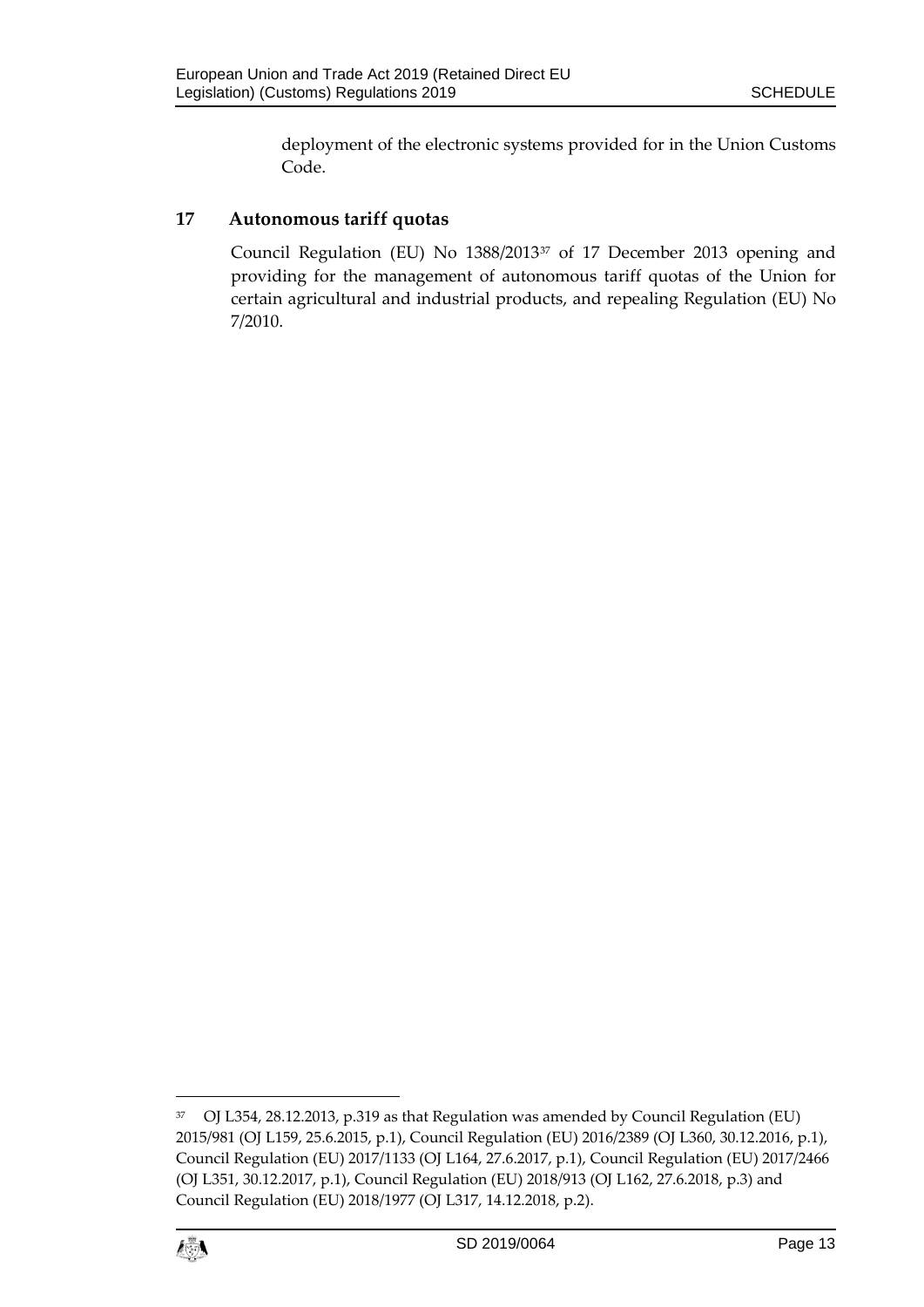deployment of the electronic systems provided for in the Union Customs Code.

## 17 Autonomous tariff quotas

Council Regulation (EU) No 1388/2013[37] of 17 December 2013 opening and providing for the management of autonomous tariff quotas of the Union for certain agricultural and industrial products, and repealing Regulation (EU) No 7/2010.

---

[37] OJ L354, 28.12.2013, p.319 as that Regulation was amended by Council Regulation (EU) 2015/981 (OJ L159, 25.6.2015, p.1), Council Regulation (EU) 2016/2389 (OJ L360, 30.12.2016, p.1), Council Regulation (EU) 2017/1133 (OJ L164, 27.6.2017, p.1), Council Regulation (EU) 2017/2466 (OJ L351, 30.12.2017, p.1), Council Regulation (EU) 2018/913 (OJ L162, 27.6.2018, p.3) and Council Regulation (EU) 2018/1977 (OJ L317, 14.12.2018, p.2).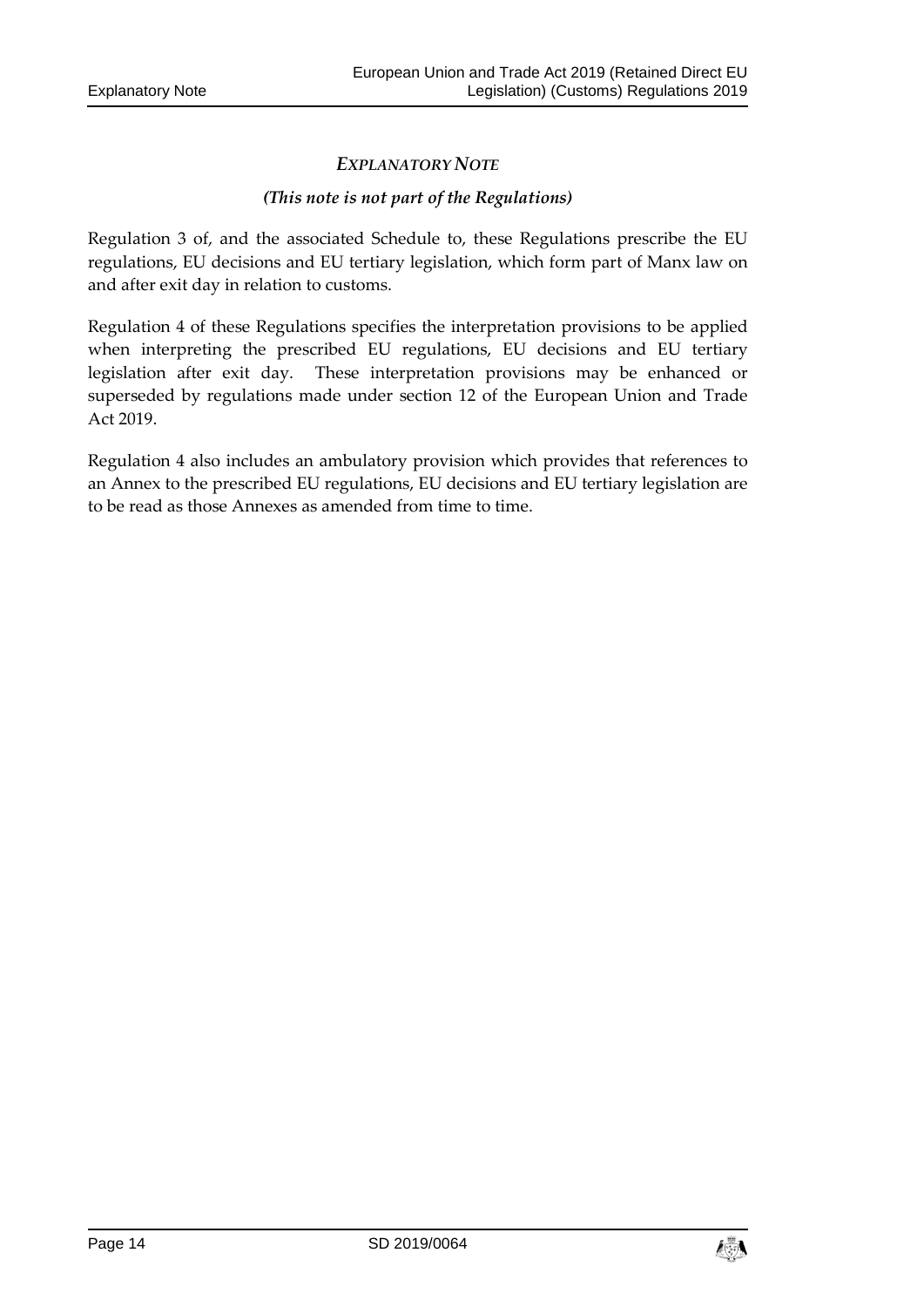## *EXPLANATORY NOTE*

***(This note is not part of the Regulations)***

Regulation 3 of, and the associated Schedule to, these Regulations prescribe the EU regulations, EU decisions and EU tertiary legislation, which form part of Manx law on and after exit day in relation to customs.

Regulation 4 of these Regulations specifies the interpretation provisions to be applied when interpreting the prescribed EU regulations, EU decisions and EU tertiary legislation after exit day. These interpretation provisions may be enhanced or superseded by regulations made under section 12 of the European Union and Trade Act 2019.

Regulation 4 also includes an ambulatory provision which provides that references to an Annex to the prescribed EU regulations, EU decisions and EU tertiary legislation are to be read as those Annexes as amended from time to time.